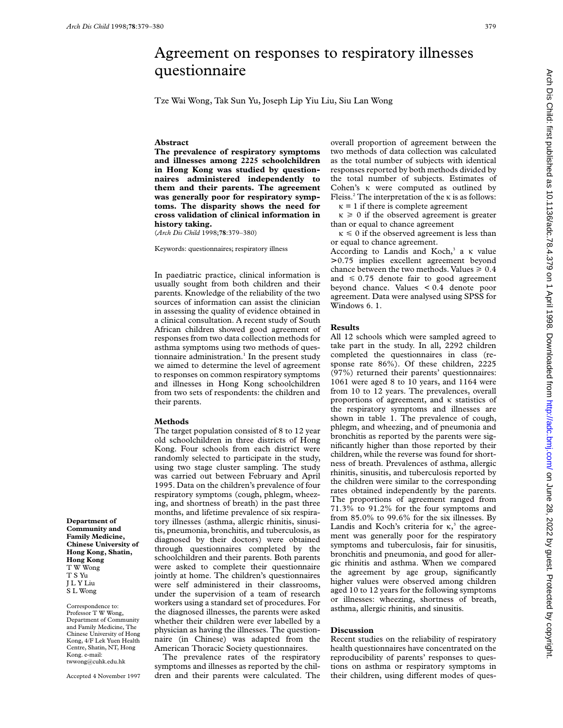# Agreement on responses to respiratory illnesses questionnaire

Tze Wai Wong, Tak Sun Yu, Joseph Lip Yiu Liu, Siu Lan Wong

## Abstract

**The prevalence of respiratory symptoms and illnesses among 2225 schoolchildren in Hong Kong was studied by questionnaires administered independently to them and their parents. The agreement was generally poor for respiratory symptoms. The disparity shows the need for cross validation of clinical information in history taking.**

(*Arch Dis Child* 1998;**78**:379–380)

Keywords: questionnaires; respiratory illness

In paediatric practice, clinical information is usually sought from both children and their parents. Knowledge of the reliability of the two sources of information can assist the clinician in assessing the quality of evidence obtained in a clinical consultation. A recent study of South African children showed good agreement of responses from two data collection methods for asthma symptoms using two methods of questionnaire administration.[1] In the present study we aimed to determine the level of agreement to responses on common respiratory symptoms and illnesses in Hong Kong schoolchildren from two sets of respondents: the children and their parents.

## Methods

The target population consisted of 8 to 12 year old schoolchildren in three districts of Hong Kong. Four schools from each district were randomly selected to participate in the study, using two stage cluster sampling. The study was carried out between February and April 1995. Data on the children's prevalence of four respiratory symptoms (cough, phlegm, wheezing, and shortness of breath) in the past three months, and lifetime prevalence of six respiratory illnesses (asthma, allergic rhinitis, sinusitis, pneumonia, bronchitis, and tuberculosis, as diagnosed by their doctors) were obtained through questionnaires completed by the schoolchildren and their parents. Both parents were asked to complete their questionnaire jointly at home. The children's questionnaires were self administered in their classrooms, under the supervision of a team of research workers using a standard set of procedures. For the diagnosed illnesses, the parents were asked whether their children were ever labelled by a physician as having the illnesses. The questionnaire (in Chinese) was adapted from the American Thoracic Society questionnaires.

The prevalence rates of the respiratory symptoms and illnesses as reported by the children and their parents were calculated. The overall proportion of agreement between the two methods of data collection was calculated as the total number of subjects with identical responses reported by both methods divided by the total number of subjects. Estimates of Cohen's $\kappa$ were computed as outlined by Fleiss.[2] The interpretation of the $\kappa$ is as follows:

$\kappa = 1$ if there is complete agreement

$\kappa \geqslant 0$ if the observed agreement is greater than or equal to chance agreement

$\kappa \leqslant 0$ if the observed agreement is less than or equal to chance agreement.

According to Landis and Koch,[3] a $\kappa$ value >0.75 implies excellent agreement beyond chance between the two methods. Values $\geqslant 0.4$ and $\leqslant 0.75$ denote fair to good agreement beyond chance. Values $< 0.4$ denote poor agreement. Data were analysed using SPSS for Windows 6. 1.

## Results

All 12 schools which were sampled agreed to take part in the study. In all, 2292 children completed the questionnaires in class (response rate 86%). Of these children, 2225 (97%) returned their parents' questionnaires: 1061 were aged 8 to 10 years, and 1164 were from 10 to 12 years. The prevalences, overall proportions of agreement, and $\kappa$ statistics of the respiratory symptoms and illnesses are shown in table 1. The prevalence of cough, phlegm, and wheezing, and of pneumonia and bronchitis as reported by the parents were significantly higher than those reported by their children, while the reverse was found for shortness of breath. Prevalences of asthma, allergic rhinitis, sinusitis, and tuberculosis reported by the children were similar to the corresponding rates obtained independently by the parents. The proportions of agreement ranged from 71.3% to 91.2% for the four symptoms and from 85.0% to 99.6% for the six illnesses. By Landis and Koch's criteria for $\kappa$,[3] the agreement was generally poor for the respiratory symptoms and tuberculosis, fair for sinusitis, bronchitis and pneumonia, and good for allergic rhinitis and asthma. When we compared the agreement by age group, significantly higher values were observed among children aged 10 to 12 years for the following symptoms or illnesses: wheezing, shortness of breath, asthma, allergic rhinitis, and sinusitis.

## Discussion

Recent studies on the reliability of respiratory health questionnaires have concentrated on the reproducibility of parents' responses to questions on asthma or respiratory symptoms in their children, using different modes of ques-

**Department of Community and Family Medicine, Chinese University of Hong Kong, Shatin, Hong Kong**
T W Wong
T S Yu
J L Y Liu
S L Wong

Correspondence to: Professor T W Wong, Department of Community and Family Medicine, The Chinese University of Hong Kong, 4/F Lek Yuen Health Centre, Shatin, NT, Hong Kong. e-mail: twwong@cuhk.edu.hk

Accepted 4 November 1997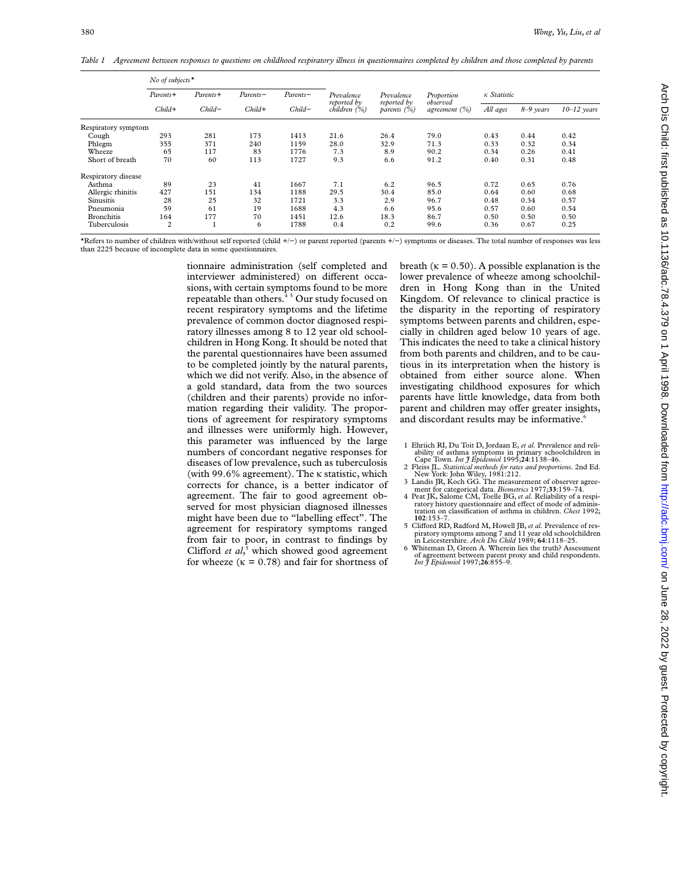*Table 1 Agreement between responses to questions on childhood respiratory illness in questionnaires completed by children and those completed by parents*

| | No of subjects* | | | | Prevalence reported by children (%) | Prevalence reported by parents (%) | Proportion observed agreement (%) | κ Statistic | | |
|---|---|---|---|---|---|---|---|---|---|---|
| | Parents+ Child+ | Parents+ Child− | Parents− Child+ | Parents− Child− | | | | All ages | 8–9 years | 10–12 years |
| Respiratory symptom | | | | | | | | | | |
| Cough | 293 | 281 | 173 | 1413 | 21.6 | 26.4 | 79.0 | 0.43 | 0.44 | 0.42 |
| Phlegm | 355 | 371 | 240 | 1159 | 28.0 | 32.9 | 71.3 | 0.33 | 0.32 | 0.34 |
| Wheeze | 65 | 117 | 83 | 1776 | 7.3 | 8.9 | 90.2 | 0.34 | 0.26 | 0.41 |
| Short of breath | 70 | 60 | 113 | 1727 | 9.3 | 6.6 | 91.2 | 0.40 | 0.31 | 0.48 |
| Respiratory disease | | | | | | | | | | |
| Asthma | 89 | 23 | 41 | 1667 | 7.1 | 6.2 | 96.5 | 0.72 | 0.65 | 0.76 |
| Allergic rhinitis | 427 | 151 | 134 | 1188 | 29.5 | 30.4 | 85.0 | 0.64 | 0.60 | 0.68 |
| Sinusitis | 28 | 25 | 32 | 1721 | 3.3 | 2.9 | 96.7 | 0.48 | 0.34 | 0.57 |
| Pneumonia | 59 | 61 | 19 | 1688 | 4.3 | 6.6 | 95.6 | 0.57 | 0.60 | 0.54 |
| Bronchitis | 164 | 177 | 70 | 1451 | 12.6 | 18.3 | 86.7 | 0.50 | 0.50 | 0.50 |
| Tuberculosis | 2 | 1 | 6 | 1788 | 0.4 | 0.2 | 99.6 | 0.36 | 0.67 | 0.25 |

*Refers to number of children with/without self reported (child +/−) or parent reported (parents +/−) symptoms or diseases. The total number of responses was less than 2225 because of incomplete data in some questionnaires.

tionnaire administration (self completed and interviewer administered) on different occasions, with certain symptoms found to be more repeatable than others.[4 5] Our study focused on recent respiratory symptoms and the lifetime prevalence of common doctor diagnosed respiratory illnesses among 8 to 12 year old schoolchildren in Hong Kong. It should be noted that the parental questionnaires have been assumed to be completed jointly by the natural parents, which we did not verify. Also, in the absence of a gold standard, data from the two sources (children and their parents) provide no information regarding their validity. The proportions of agreement for respiratory symptoms and illnesses were uniformly high. However, this parameter was influenced by the large numbers of concordant negative responses for diseases of low prevalence, such as tuberculosis (with 99.6% agreement). The κ statistic, which corrects for chance, is a better indicator of agreement. The fair to good agreement observed for most physician diagnosed illnesses might have been due to "labelling effect". The agreement for respiratory symptoms ranged from fair to poor, in contrast to findings by Clifford *et al*,[5] which showed good agreement for wheeze ($\kappa = 0.78$) and fair for shortness of breath ($\kappa = 0.50$). A possible explanation is the lower prevalence of wheeze among schoolchildren in Hong Kong than in the United Kingdom. Of relevance to clinical practice is the disparity in the reporting of respiratory symptoms between parents and children, especially in children aged below 10 years of age. This indicates the need to take a clinical history from both parents and children, and to be cautious in its interpretation when the history is obtained from either source alone. When investigating childhood exposures for which parents have little knowledge, data from both parent and children may offer greater insights, and discordant results may be informative.[6]

1 Ehrlich RI, Du Toit D, Jordaan E, *et al.* Prevalence and reliability of asthma symptoms in primary schoolchildren in Cape Town. *Int J Epidemiol* 1995;**24**:1138–46.
2 Fleiss JL. *Statistical methods for rates and proportions*. 2nd Ed. New York: John Wiley, 1981:212.
3 Landis JR, Koch GG. The measurement of observer agreement for categorical data. *Biometrics* 1977;**33**:159–74.
4 Peat JK, Salome CM, Toelle BG, *et al.* Reliability of a respiratory history questionnaire and effect of mode of administration on classification of asthma in children. *Chest* 1992;**102**:153–7.
5 Clifford RD, Radford M, Howell JB, *et al.* Prevalence of respiratory symptoms among 7 and 11 year old schoolchildren in Leicestershire. *Arch Dis Child* 1989; **64**:1118–25.
6 Whiteman D, Green A. Wherein lies the truth? Assessment of agreement between parent proxy and child respondents. *Int J Epidemiol* 1997;**26**:855–9.